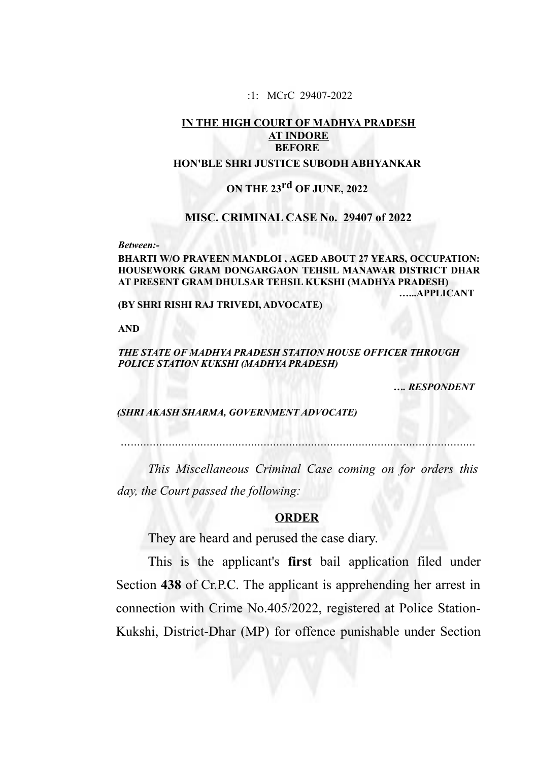**IN THE HIGH COURT OF MADHYA PRADESH AT INDORE**

**BEFORE**

**HON'BLE SHRI JUSTICE SUBODH ABHYANKAR**

**ON THE 23rd OF JUNE, 2022**

**MISC. CRIMINAL CASE No. 29407 of 2022**

*Between:-*

**BHARTI W/O PRAVEEN MANDLOI , AGED ABOUT 27 YEARS, OCCUPATION: HOUSEWORK GRAM DONGARGAON TEHSIL MANAWAR DISTRICT DHAR AT PRESENT GRAM DHULSAR TEHSIL KUKSHI (MADHYA PRADESH)**

**…...APPLICANT**

**(BY SHRI RISHI RAJ TRIVEDI, ADVOCATE)**

**AND**

***THE STATE OF MADHYA PRADESH STATION HOUSE OFFICER THROUGH POLICE STATION KUKSHI (MADHYA PRADESH)***

***…. RESPONDENT***

***(SHRI AKASH SHARMA, GOVERNMENT ADVOCATE)***

…………………………………………………………………………………………

*This Miscellaneous Criminal Case coming on for orders this day, the Court passed the following:*

**ORDER**

They are heard and perused the case diary.

This is the applicant's **first** bail application filed under Section **438** of Cr.P.C. The applicant is apprehending her arrest in connection with Crime No.405/2022, registered at Police Station-Kukshi, District-Dhar (MP) for offence punishable under Section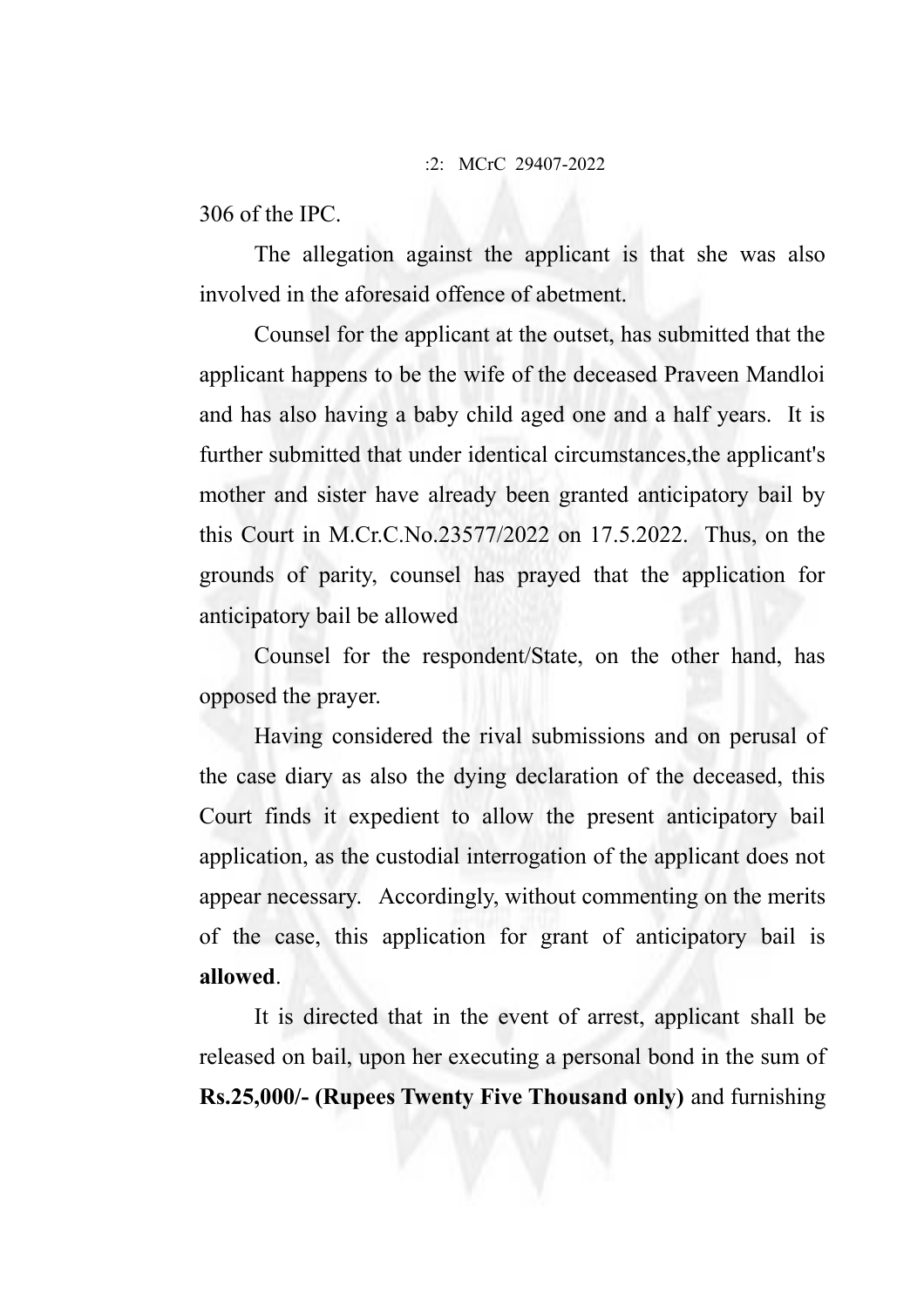306 of the IPC.

The allegation against the applicant is that she was also involved in the aforesaid offence of abetment.

Counsel for the applicant at the outset, has submitted that the applicant happens to be the wife of the deceased Praveen Mandloi and has also having a baby child aged one and a half years. It is further submitted that under identical circumstances,the applicant's mother and sister have already been granted anticipatory bail by this Court in M.Cr.C.No.23577/2022 on 17.5.2022. Thus, on the grounds of parity, counsel has prayed that the application for anticipatory bail be allowed

Counsel for the respondent/State, on the other hand, has opposed the prayer.

Having considered the rival submissions and on perusal of the case diary as also the dying declaration of the deceased, this Court finds it expedient to allow the present anticipatory bail application, as the custodial interrogation of the applicant does not appear necessary. Accordingly, without commenting on the merits of the case, this application for grant of anticipatory bail is **allowed**.

It is directed that in the event of arrest, applicant shall be released on bail, upon her executing a personal bond in the sum of **Rs.25,000/- (Rupees Twenty Five Thousand only)** and furnishing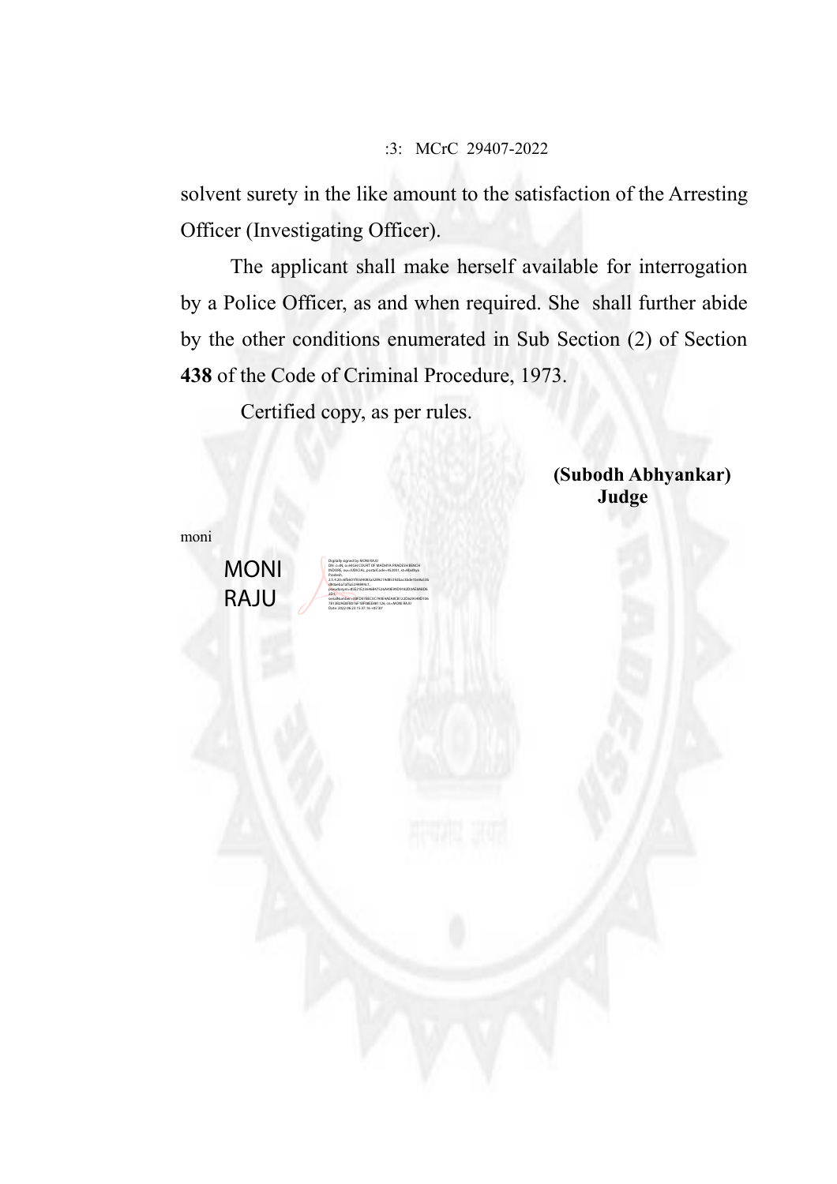solvent surety in the like amount to the satisfaction of the Arresting Officer (Investigating Officer).

The applicant shall make herself available for interrogation by a Police Officer, as and when required. She shall further abide by the other conditions enumerated in Sub Section (2) of Section **438** of the Code of Criminal Procedure, 1973.

Certified copy, as per rules.

**(Subodh Abhyankar)**
**Judge**

moni

MONI RAJU

Digitally signed by MONI RAJU
DN: c=IN, o=HIGH COURT OF MADHYA PRADESH BENCH INDORE, ou=JUDICIAL, postalCode=452001, st=Madhya Pradesh,
Date: 2022.06.23 15:37:16 +05'30'